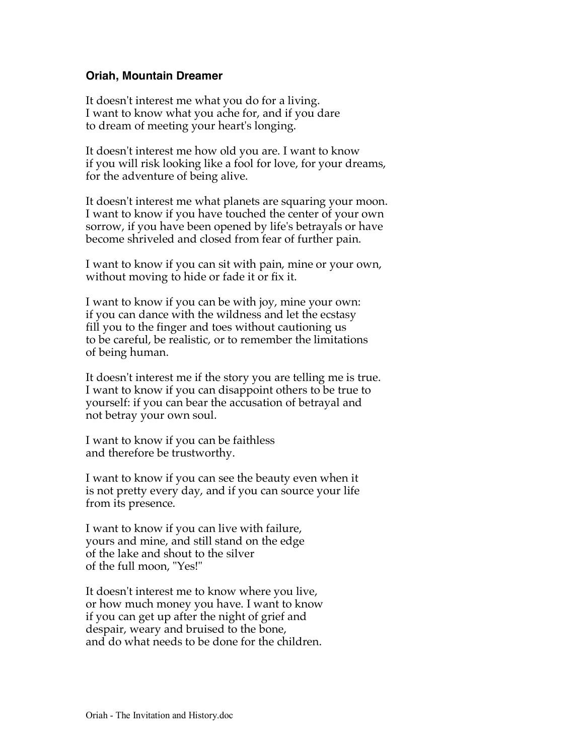**Oriah, Mountain Dreamer**

It doesn't interest me what you do for a living.
I want to know what you ache for, and if you dare
to dream of meeting your heart's longing.

It doesn't interest me how old you are. I want to know
if you will risk looking like a fool for love, for your dreams,
for the adventure of being alive.

It doesn't interest me what planets are squaring your moon.
I want to know if you have touched the center of your own
sorrow, if you have been opened by life's betrayals or have
become shriveled and closed from fear of further pain.

I want to know if you can sit with pain, mine or your own,
without moving to hide or fade it or fix it.

I want to know if you can be with joy, mine your own:
if you can dance with the wildness and let the ecstasy
fill you to the finger and toes without cautioning us
to be careful, be realistic, or to remember the limitations
of being human.

It doesn't interest me if the story you are telling me is true.
I want to know if you can disappoint others to be true to
yourself: if you can bear the accusation of betrayal and
not betray your own soul.

I want to know if you can be faithless
and therefore be trustworthy.

I want to know if you can see the beauty even when it
is not pretty every day, and if you can source your life
from its presence.

I want to know if you can live with failure,
yours and mine, and still stand on the edge
of the lake and shout to the silver
of the full moon, "Yes!"

It doesn't interest me to know where you live,
or how much money you have. I want to know
if you can get up after the night of grief and
despair, weary and bruised to the bone,
and do what needs to be done for the children.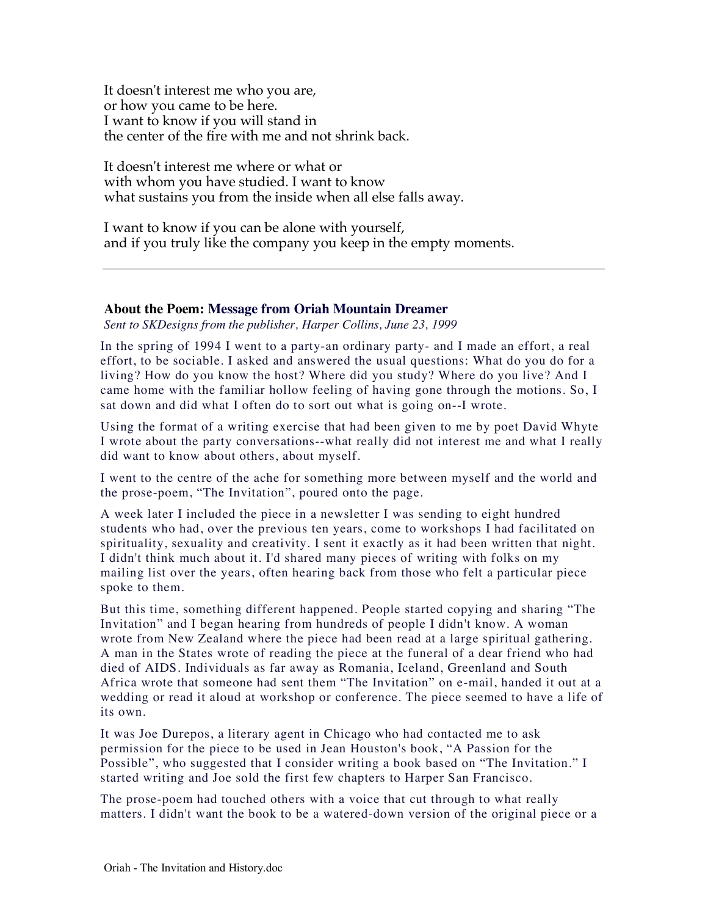It doesn't interest me who you are,  
or how you came to be here.  
I want to know if you will stand in  
the center of the fire with me and not shrink back.

It doesn't interest me where or what or  
with whom you have studied. I want to know  
what sustains you from the inside when all else falls away.

I want to know if you can be alone with yourself,  
and if you truly like the company you keep in the empty moments.

---

**About the Poem: Message from Oriah Mountain Dreamer**

*Sent to SKDesigns from the publisher, Harper Collins, June 23, 1999*

In the spring of 1994 I went to a party-an ordinary party- and I made an effort, a real effort, to be sociable. I asked and answered the usual questions: What do you do for a living? How do you know the host? Where did you study? Where do you live? And I came home with the familiar hollow feeling of having gone through the motions. So, I sat down and did what I often do to sort out what is going on--I wrote.

Using the format of a writing exercise that had been given to me by poet David Whyte I wrote about the party conversations--what really did not interest me and what I really did want to know about others, about myself.

I went to the centre of the ache for something more between myself and the world and the prose-poem, "The Invitation", poured onto the page.

A week later I included the piece in a newsletter I was sending to eight hundred students who had, over the previous ten years, come to workshops I had facilitated on spirituality, sexuality and creativity. I sent it exactly as it had been written that night. I didn't think much about it. I'd shared many pieces of writing with folks on my mailing list over the years, often hearing back from those who felt a particular piece spoke to them.

But this time, something different happened. People started copying and sharing "The Invitation" and I began hearing from hundreds of people I didn't know. A woman wrote from New Zealand where the piece had been read at a large spiritual gathering. A man in the States wrote of reading the piece at the funeral of a dear friend who had died of AIDS. Individuals as far away as Romania, Iceland, Greenland and South Africa wrote that someone had sent them "The Invitation" on e-mail, handed it out at a wedding or read it aloud at workshop or conference. The piece seemed to have a life of its own.

It was Joe Durepos, a literary agent in Chicago who had contacted me to ask permission for the piece to be used in Jean Houston's book, "A Passion for the Possible", who suggested that I consider writing a book based on "The Invitation." I started writing and Joe sold the first few chapters to Harper San Francisco.

The prose-poem had touched others with a voice that cut through to what really matters. I didn't want the book to be a watered-down version of the original piece or a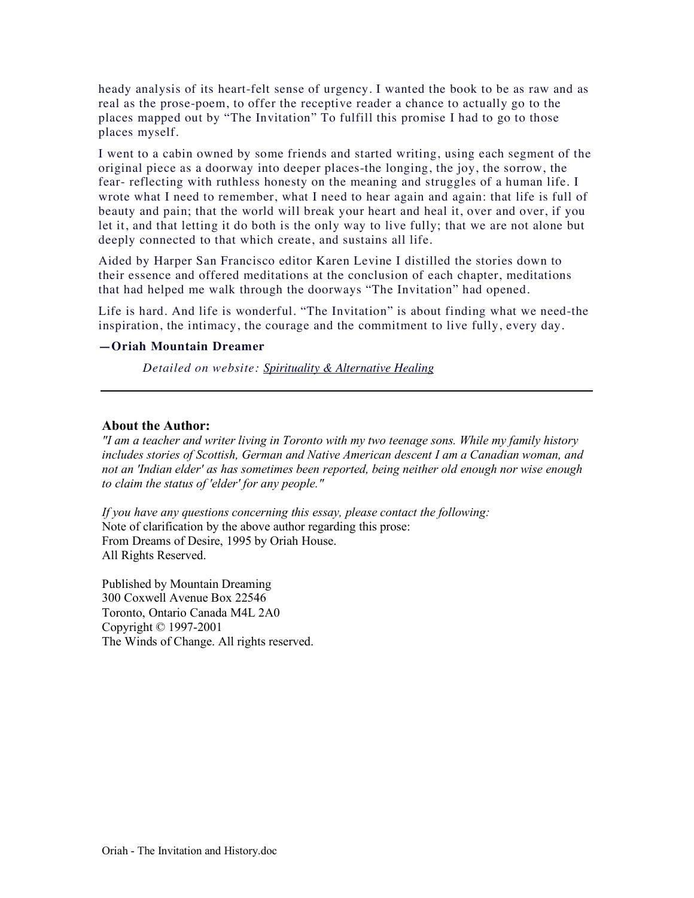heady analysis of its heart-felt sense of urgency. I wanted the book to be as raw and as real as the prose-poem, to offer the receptive reader a chance to actually go to the places mapped out by "The Invitation" To fulfill this promise I had to go to those places myself.

I went to a cabin owned by some friends and started writing, using each segment of the original piece as a doorway into deeper places-the longing, the joy, the sorrow, the fear- reflecting with ruthless honesty on the meaning and struggles of a human life. I wrote what I need to remember, what I need to hear again and again: that life is full of beauty and pain; that the world will break your heart and heal it, over and over, if you let it, and that letting it do both is the only way to live fully; that we are not alone but deeply connected to that which create, and sustains all life.

Aided by Harper San Francisco editor Karen Levine I distilled the stories down to their essence and offered meditations at the conclusion of each chapter, meditations that had helped me walk through the doorways "The Invitation" had opened.

Life is hard. And life is wonderful. "The Invitation" is about finding what we need-the inspiration, the intimacy, the courage and the commitment to live fully, every day.

**—Oriah Mountain Dreamer**

*Detailed on website:* Spirituality & Alternative Healing

---

**About the Author:**

*"I am a teacher and writer living in Toronto with my two teenage sons. While my family history includes stories of Scottish, German and Native American descent I am a Canadian woman, and not an 'Indian elder' as has sometimes been reported, being neither old enough nor wise enough to claim the status of 'elder' for any people."*

*If you have any questions concerning this essay, please contact the following:*
Note of clarification by the above author regarding this prose:
From Dreams of Desire, 1995 by Oriah House.
All Rights Reserved.

Published by Mountain Dreaming
300 Coxwell Avenue Box 22546
Toronto, Ontario Canada M4L 2A0
Copyright © 1997-2001
The Winds of Change. All rights reserved.